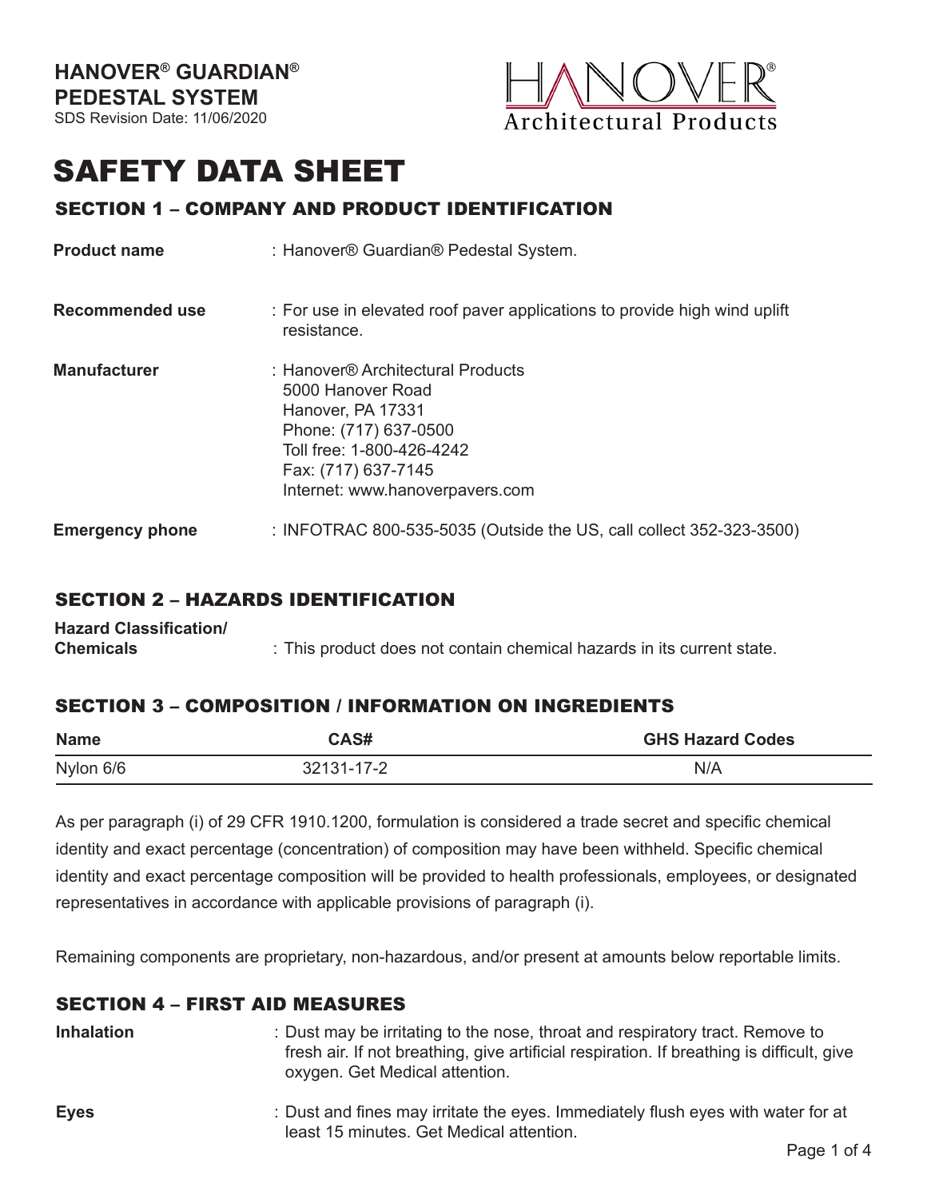**HANOVER® GUARDIAN® PEDESTAL SYSTEM**

SDS Revision Date: 11/06/2020

HANOVER® Architectural Products

# SAFETY DATA SHEET

## SECTION 1 – COMPANY AND PRODUCT IDENTIFICATION

**Product name** : Hanover® Guardian® Pedestal System.

**Recommended use** : For use in elevated roof paver applications to provide high wind uplift resistance.

**Manufacturer** : Hanover® Architectural Products
5000 Hanover Road
Hanover, PA 17331
Phone: (717) 637-0500
Toll free: 1-800-426-4242
Fax: (717) 637-7145
Internet: www.hanoverpavers.com

**Emergency phone** : INFOTRAC 800-535-5035 (Outside the US, call collect 352-323-3500)

## SECTION 2 – HAZARDS IDENTIFICATION

**Hazard Classification/ Chemicals** : This product does not contain chemical hazards in its current state.

## SECTION 3 – COMPOSITION / INFORMATION ON INGREDIENTS

| Name | CAS# | GHS Hazard Codes |
| --- | --- | --- |
| Nylon 6/6 | 32131-17-2 | N/A |

As per paragraph (i) of 29 CFR 1910.1200, formulation is considered a trade secret and specific chemical identity and exact percentage (concentration) of composition may have been withheld. Specific chemical identity and exact percentage composition will be provided to health professionals, employees, or designated representatives in accordance with applicable provisions of paragraph (i).

Remaining components are proprietary, non-hazardous, and/or present at amounts below reportable limits.

## SECTION 4 – FIRST AID MEASURES

**Inhalation** : Dust may be irritating to the nose, throat and respiratory tract. Remove to fresh air. If not breathing, give artificial respiration. If breathing is difficult, give oxygen. Get Medical attention.

**Eyes** : Dust and fines may irritate the eyes. Immediately flush eyes with water for at least 15 minutes. Get Medical attention.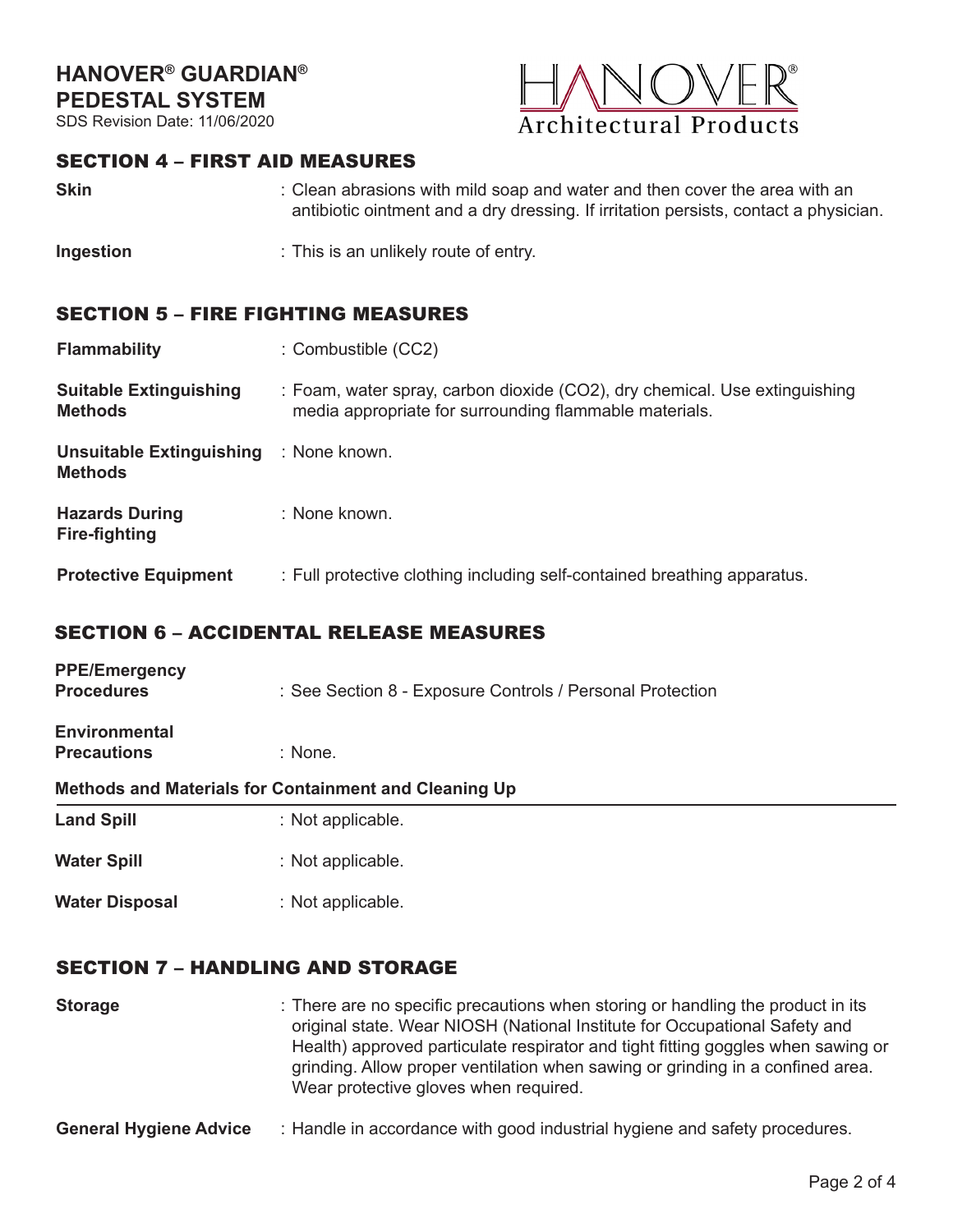## SECTION 4 – FIRST AID MEASURES

**Skin** : Clean abrasions with mild soap and water and then cover the area with an antibiotic ointment and a dry dressing. If irritation persists, contact a physician.

**Ingestion** : This is an unlikely route of entry.

## SECTION 5 – FIRE FIGHTING MEASURES

**Flammability** : Combustible (CC2)

**Suitable Extinguishing Methods** : Foam, water spray, carbon dioxide ($CO_2$), dry chemical. Use extinguishing media appropriate for surrounding flammable materials.

**Unsuitable Extinguishing Methods** : None known.

**Hazards During Fire-fighting** : None known.

**Protective Equipment** : Full protective clothing including self-contained breathing apparatus.

## SECTION 6 – ACCIDENTAL RELEASE MEASURES

**PPE/Emergency Procedures** : See Section 8 - Exposure Controls / Personal Protection

**Environmental Precautions** : None.

### Methods and Materials for Containment and Cleaning Up

**Land Spill** : Not applicable.

**Water Spill** : Not applicable.

**Water Disposal** : Not applicable.

## SECTION 7 – HANDLING AND STORAGE

**Storage** : There are no specific precautions when storing or handling the product in its original state. Wear NIOSH (National Institute for Occupational Safety and Health) approved particulate respirator and tight fitting goggles when sawing or grinding. Allow proper ventilation when sawing or grinding in a confined area. Wear protective gloves when required.

**General Hygiene Advice** : Handle in accordance with good industrial hygiene and safety procedures.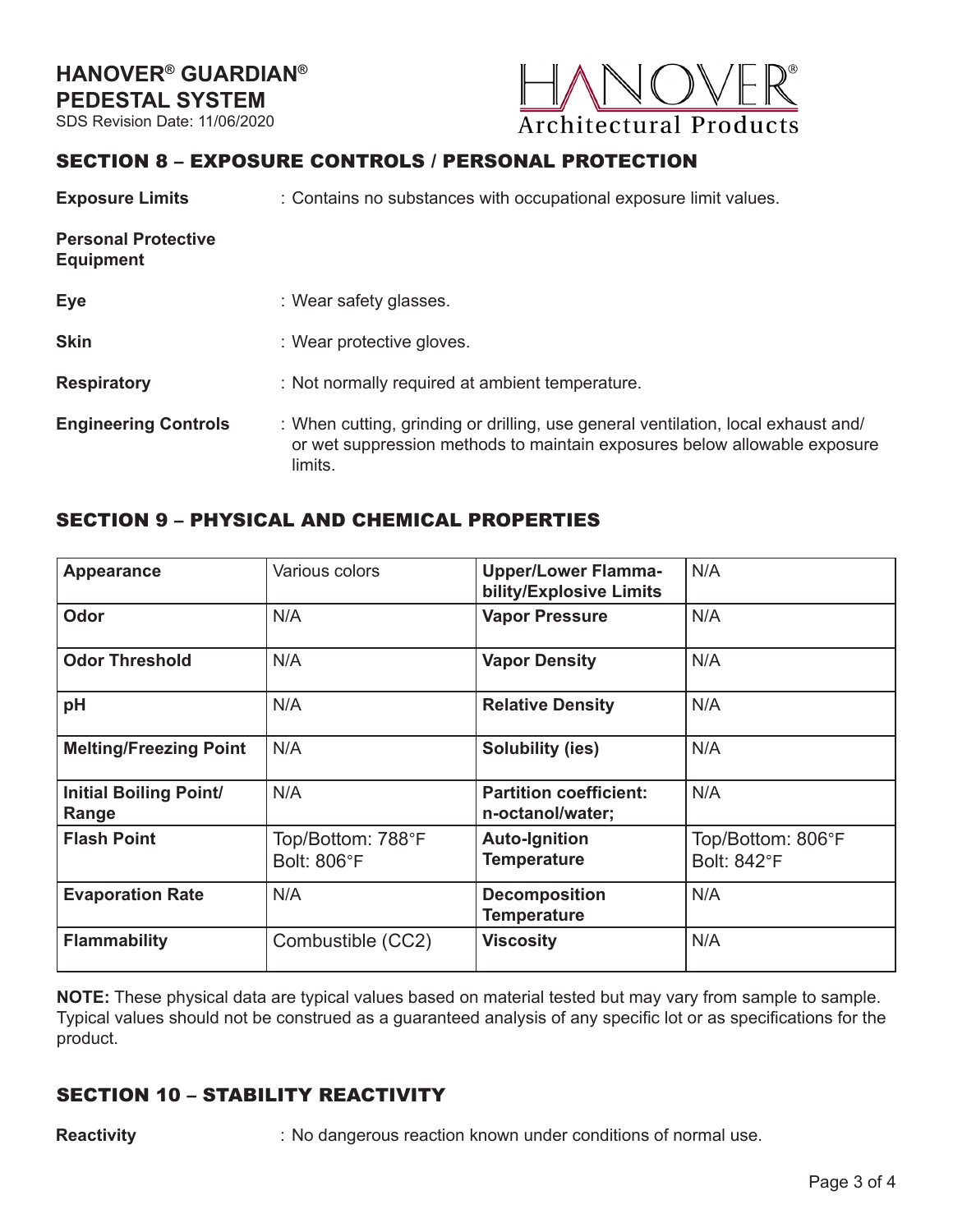## SECTION 8 – EXPOSURE CONTROLS / PERSONAL PROTECTION

**Exposure Limits** : Contains no substances with occupational exposure limit values.

**Personal Protective Equipment**

**Eye** : Wear safety glasses.

**Skin** : Wear protective gloves.

**Respiratory** : Not normally required at ambient temperature.

**Engineering Controls** : When cutting, grinding or drilling, use general ventilation, local exhaust and/ or wet suppression methods to maintain exposures below allowable exposure limits.

## SECTION 9 – PHYSICAL AND CHEMICAL PROPERTIES

| **Appearance** | Various colors | **Upper/Lower Flammability/Explosive Limits** | N/A |
|---|---|---|---|
| **Odor** | N/A | **Vapor Pressure** | N/A |
| **Odor Threshold** | N/A | **Vapor Density** | N/A |
| **pH** | N/A | **Relative Density** | N/A |
| **Melting/Freezing Point** | N/A | **Solubility (ies)** | N/A |
| **Initial Boiling Point/ Range** | N/A | **Partition coefficient: n-octanol/water;** | N/A |
| **Flash Point** | Top/Bottom: 788°F Bolt: 806°F | **Auto-Ignition Temperature** | Top/Bottom: 806°F Bolt: 842°F |
| **Evaporation Rate** | N/A | **Decomposition Temperature** | N/A |
| **Flammability** | Combustible (CC2) | **Viscosity** | N/A |

**NOTE:** These physical data are typical values based on material tested but may vary from sample to sample. Typical values should not be construed as a guaranteed analysis of any specific lot or as specifications for the product.

## SECTION 10 – STABILITY REACTIVITY

**Reactivity** : No dangerous reaction known under conditions of normal use.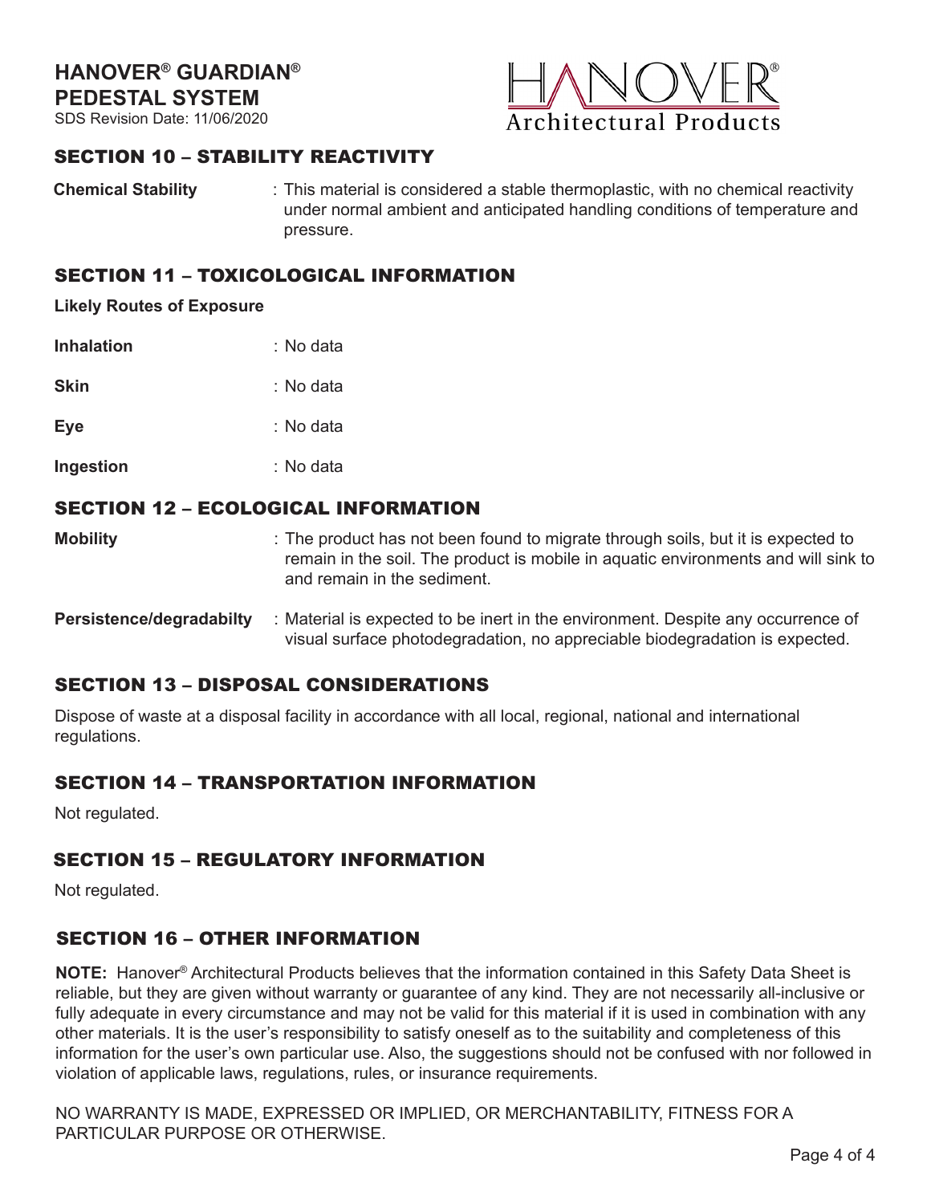## SECTION 10 – STABILITY REACTIVITY

**Chemical Stability** : This material is considered a stable thermoplastic, with no chemical reactivity under normal ambient and anticipated handling conditions of temperature and pressure.

## SECTION 11 – TOXICOLOGICAL INFORMATION

**Likely Routes of Exposure**

**Inhalation** : No data

**Skin** : No data

**Eye** : No data

**Ingestion** : No data

## SECTION 12 – ECOLOGICAL INFORMATION

**Mobility** : The product has not been found to migrate through soils, but it is expected to remain in the soil. The product is mobile in aquatic environments and will sink to and remain in the sediment.

**Persistence/degradabilty** : Material is expected to be inert in the environment. Despite any occurrence of visual surface photodegradation, no appreciable biodegradation is expected.

## SECTION 13 – DISPOSAL CONSIDERATIONS

Dispose of waste at a disposal facility in accordance with all local, regional, national and international regulations.

## SECTION 14 – TRANSPORTATION INFORMATION

Not regulated.

## SECTION 15 – REGULATORY INFORMATION

Not regulated.

## SECTION 16 – OTHER INFORMATION

**NOTE:** Hanover® Architectural Products believes that the information contained in this Safety Data Sheet is reliable, but they are given without warranty or guarantee of any kind. They are not necessarily all-inclusive or fully adequate in every circumstance and may not be valid for this material if it is used in combination with any other materials. It is the user's responsibility to satisfy oneself as to the suitability and completeness of this information for the user's own particular use. Also, the suggestions should not be confused with nor followed in violation of applicable laws, regulations, rules, or insurance requirements.

NO WARRANTY IS MADE, EXPRESSED OR IMPLIED, OR MERCHANTABILITY, FITNESS FOR A PARTICULAR PURPOSE OR OTHERWISE.